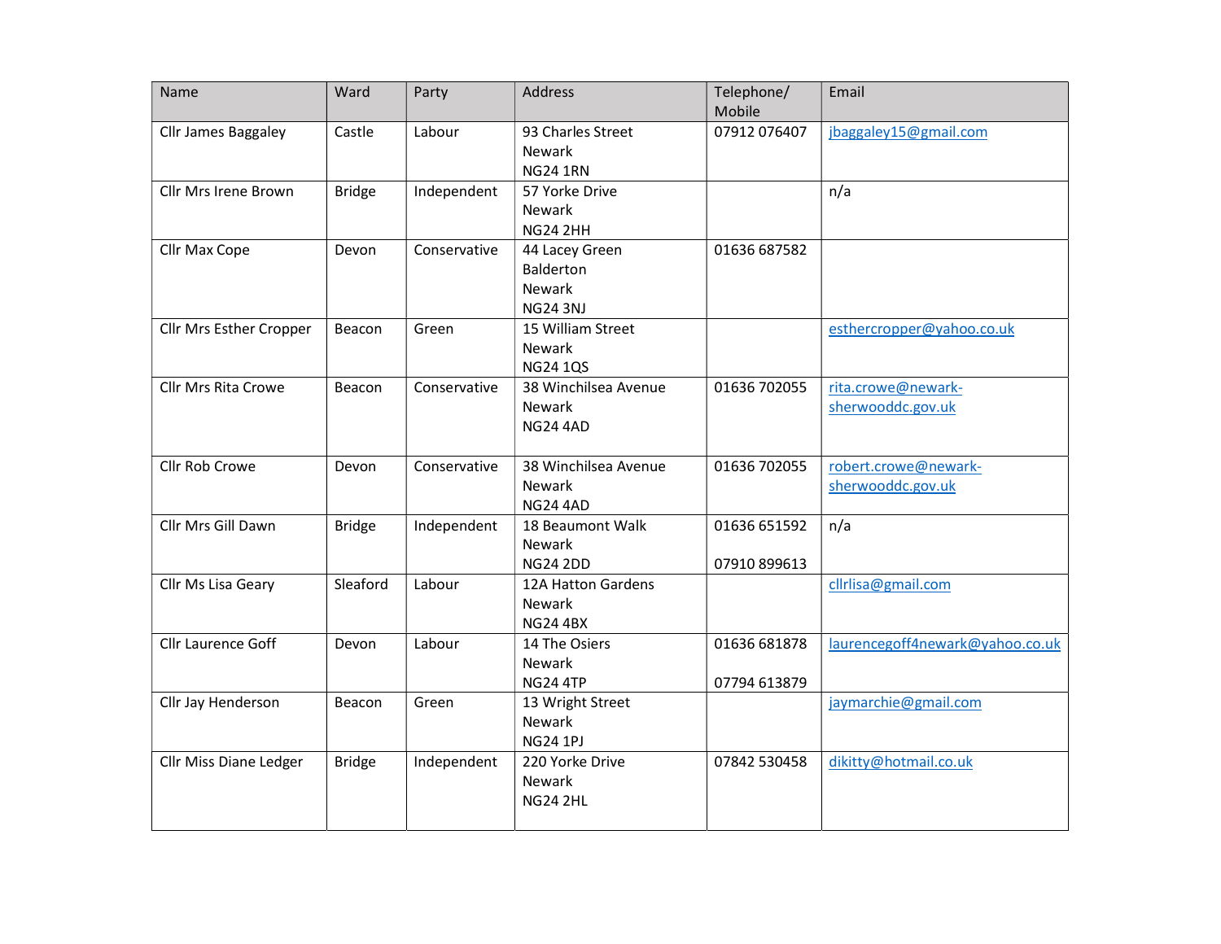| Name | Ward | Party | Address | Telephone/ Mobile | Email |
|---|---|---|---|---|---|
| Cllr James Baggaley | Castle | Labour | 93 Charles Street<br>Newark<br>NG24 1RN | 07912 076407 | jbaggaley15@gmail.com |
| Cllr Mrs Irene Brown | Bridge | Independent | 57 Yorke Drive<br>Newark<br>NG24 2HH | | n/a |
| Cllr Max Cope | Devon | Conservative | 44 Lacey Green<br>Balderton<br>Newark<br>NG24 3NJ | 01636 687582 | |
| Cllr Mrs Esther Cropper | Beacon | Green | 15 William Street<br>Newark<br>NG24 1QS | | esthercropper@yahoo.co.uk |
| Cllr Mrs Rita Crowe | Beacon | Conservative | 38 Winchilsea Avenue<br>Newark<br>NG24 4AD | 01636 702055 | rita.crowe@newark-sherwooddc.gov.uk |
| Cllr Rob Crowe | Devon | Conservative | 38 Winchilsea Avenue<br>Newark<br>NG24 4AD | 01636 702055 | robert.crowe@newark-sherwooddc.gov.uk |
| Cllr Mrs Gill Dawn | Bridge | Independent | 18 Beaumont Walk<br>Newark<br>NG24 2DD | 01636 651592<br><br>07910 899613 | n/a |
| Cllr Ms Lisa Geary | Sleaford | Labour | 12A Hatton Gardens<br>Newark<br>NG24 4BX | | cllrlisa@gmail.com |
| Cllr Laurence Goff | Devon | Labour | 14 The Osiers<br>Newark<br>NG24 4TP | 01636 681878<br><br>07794 613879 | laurencegoff4newark@yahoo.co.uk |
| Cllr Jay Henderson | Beacon | Green | 13 Wright Street<br>Newark<br>NG24 1PJ | | jaymarchie@gmail.com |
| Cllr Miss Diane Ledger | Bridge | Independent | 220 Yorke Drive<br>Newark<br>NG24 2HL | 07842 530458 | dikitty@hotmail.co.uk |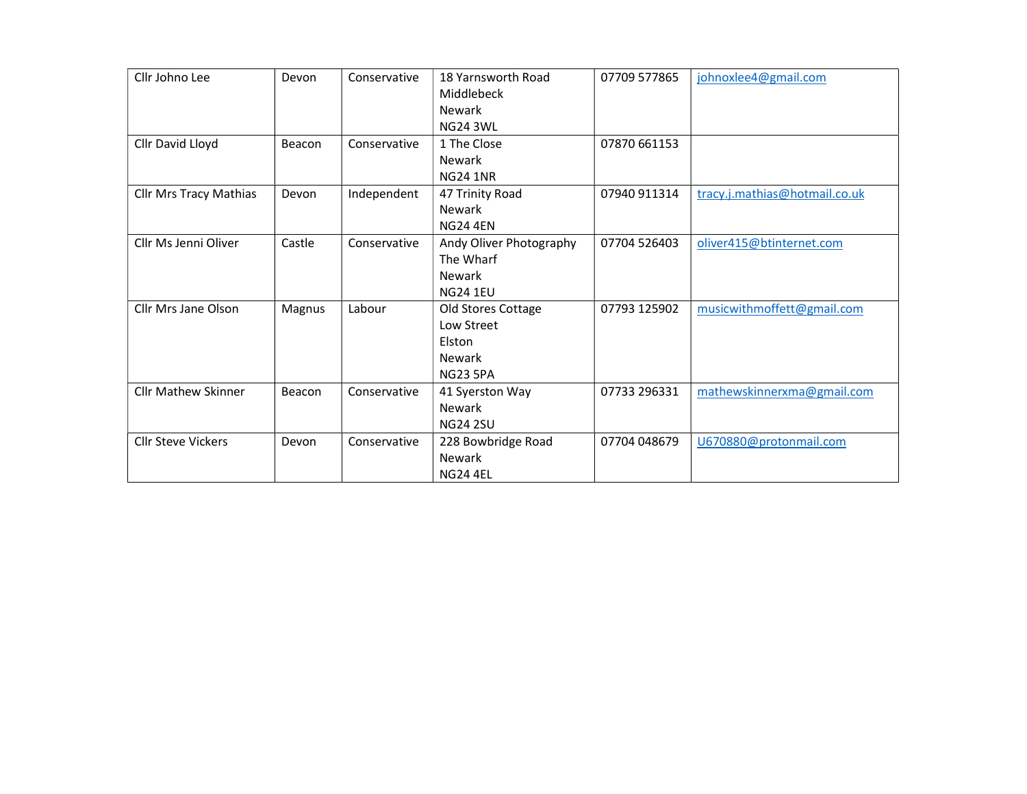| | | | | | |
|---|---|---|---|---|---|
| Cllr Johno Lee | Devon | Conservative | 18 Yarnsworth Road<br>Middlebeck<br>Newark<br>NG24 3WL | 07709 577865 | johnoxlee4@gmail.com |
| Cllr David Lloyd | Beacon | Conservative | 1 The Close<br>Newark<br>NG24 1NR | 07870 661153 | |
| Cllr Mrs Tracy Mathias | Devon | Independent | 47 Trinity Road<br>Newark<br>NG24 4EN | 07940 911314 | tracy.j.mathias@hotmail.co.uk |
| Cllr Ms Jenni Oliver | Castle | Conservative | Andy Oliver Photography<br>The Wharf<br>Newark<br>NG24 1EU | 07704 526403 | oliver415@btinternet.com |
| Cllr Mrs Jane Olson | Magnus | Labour | Old Stores Cottage<br>Low Street<br>Elston<br>Newark<br>NG23 5PA | 07793 125902 | musicwithmoffett@gmail.com |
| Cllr Mathew Skinner | Beacon | Conservative | 41 Syerston Way<br>Newark<br>NG24 2SU | 07733 296331 | mathewskinnerxma@gmail.com |
| Cllr Steve Vickers | Devon | Conservative | 228 Bowbridge Road<br>Newark<br>NG24 4EL | 07704 048679 | U670880@protonmail.com |